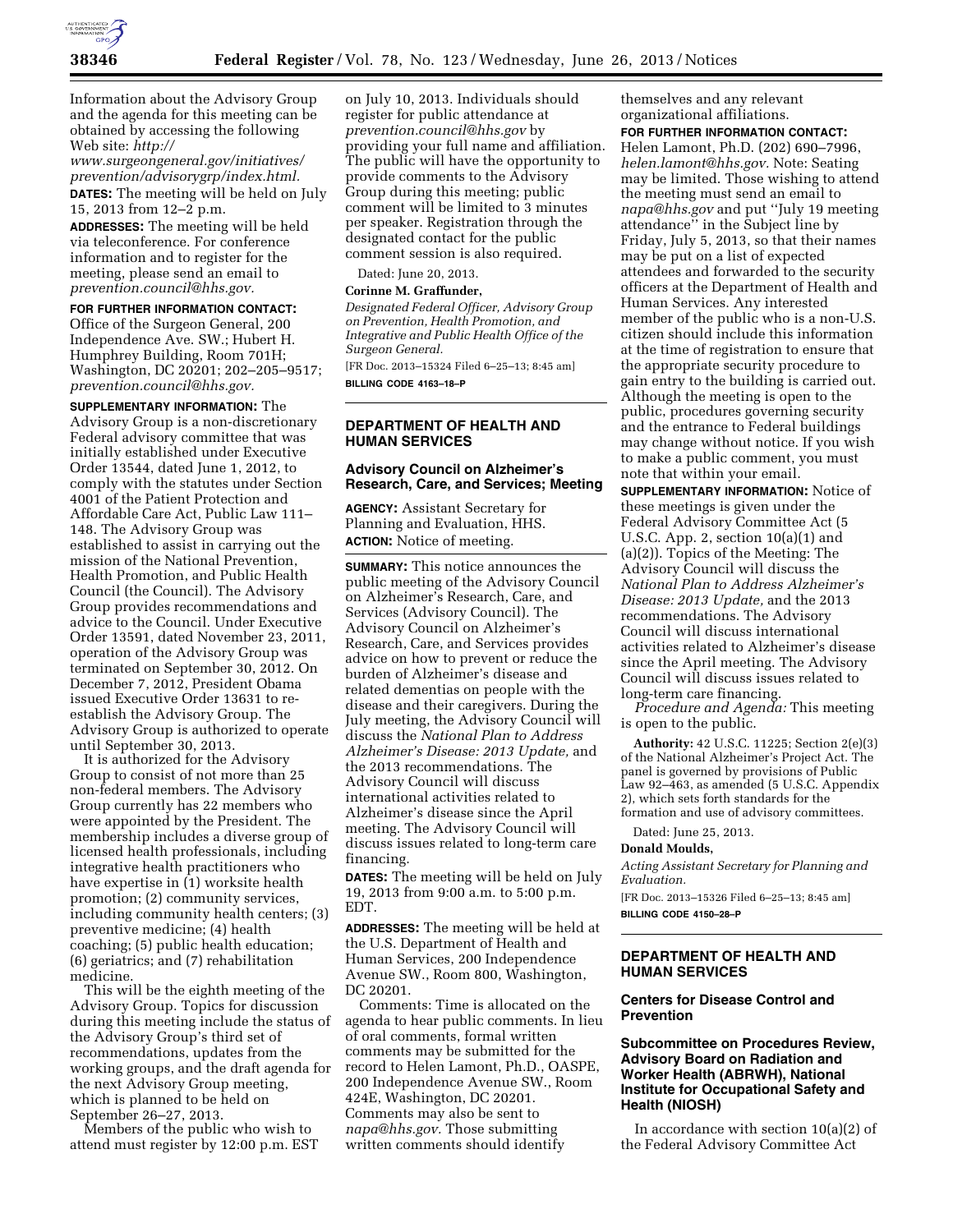Information about the Advisory Group and the agenda for this meeting can be obtained by accessing the following Web site: *http://www.surgeongeneral.gov/initiatives/prevention/advisorygrp/index.html.*

**DATES:** The meeting will be held on July 15, 2013 from 12–2 p.m.

**ADDRESSES:** The meeting will be held via teleconference. For conference information and to register for the meeting, please send an email to *prevention.council@hhs.gov.*

**FOR FURTHER INFORMATION CONTACT:** Office of the Surgeon General, 200 Independence Ave. SW.; Hubert H. Humphrey Building, Room 701H; Washington, DC 20201; 202–205–9517; *prevention.council@hhs.gov.*

**SUPPLEMENTARY INFORMATION:** The Advisory Group is a non-discretionary Federal advisory committee that was initially established under Executive Order 13544, dated June 1, 2012, to comply with the statutes under Section 4001 of the Patient Protection and Affordable Care Act, Public Law 111–148. The Advisory Group was established to assist in carrying out the mission of the National Prevention, Health Promotion, and Public Health Council (the Council). The Advisory Group provides recommendations and advice to the Council. Under Executive Order 13591, dated November 23, 2011, operation of the Advisory Group was terminated on September 30, 2012. On December 7, 2012, President Obama issued Executive Order 13631 to re-establish the Advisory Group. The Advisory Group is authorized to operate until September 30, 2013.

It is authorized for the Advisory Group to consist of not more than 25 non-federal members. The Advisory Group currently has 22 members who were appointed by the President. The membership includes a diverse group of licensed health professionals, including integrative health practitioners who have expertise in (1) worksite health promotion; (2) community services, including community health centers; (3) preventive medicine; (4) health coaching; (5) public health education; (6) geriatrics; and (7) rehabilitation medicine.

This will be the eighth meeting of the Advisory Group. Topics for discussion during this meeting include the status of the Advisory Group's third set of recommendations, updates from the working groups, and the draft agenda for the next Advisory Group meeting, which is planned to be held on September 26–27, 2013.

Members of the public who wish to attend must register by 12:00 p.m. EST on July 10, 2013. Individuals should register for public attendance at *prevention.council@hhs.gov* by providing your full name and affiliation. The public will have the opportunity to provide comments to the Advisory Group during this meeting; public comment will be limited to 3 minutes per speaker. Registration through the designated contact for the public comment session is also required.

Dated: June 20, 2013.

**Corinne M. Graffunder,**

*Designated Federal Officer, Advisory Group on Prevention, Health Promotion, and Integrative and Public Health Office of the Surgeon General.*

[FR Doc. 2013–15324 Filed 6–25–13; 8:45 am]

**BILLING CODE 4163–18–P**

## DEPARTMENT OF HEALTH AND HUMAN SERVICES

### Advisory Council on Alzheimer's Research, Care, and Services; Meeting

**AGENCY:** Assistant Secretary for Planning and Evaluation, HHS.

**ACTION:** Notice of meeting.

**SUMMARY:** This notice announces the public meeting of the Advisory Council on Alzheimer's Research, Care, and Services (Advisory Council). The Advisory Council on Alzheimer's Research, Care, and Services provides advice on how to prevent or reduce the burden of Alzheimer's disease and related dementias on people with the disease and their caregivers. During the July meeting, the Advisory Council will discuss the *National Plan to Address Alzheimer's Disease: 2013 Update,* and the 2013 recommendations. The Advisory Council will discuss international activities related to Alzheimer's disease since the April meeting. The Advisory Council will discuss issues related to long-term care financing.

**DATES:** The meeting will be held on July 19, 2013 from 9:00 a.m. to 5:00 p.m. EDT.

**ADDRESSES:** The meeting will be held at the U.S. Department of Health and Human Services, 200 Independence Avenue SW., Room 800, Washington, DC 20201.

Comments: Time is allocated on the agenda to hear public comments. In lieu of oral comments, formal written comments may be submitted for the record to Helen Lamont, Ph.D., OASPE, 200 Independence Avenue SW., Room 424E, Washington, DC 20201. Comments may also be sent to *napa@hhs.gov.* Those submitting written comments should identify themselves and any relevant organizational affiliations.

**FOR FURTHER INFORMATION CONTACT:** Helen Lamont, Ph.D. (202) 690–7996, *helen.lamont@hhs.gov.* Note: Seating may be limited. Those wishing to attend the meeting must send an email to *napa@hhs.gov* and put ''July 19 meeting attendance'' in the Subject line by Friday, July 5, 2013, so that their names may be put on a list of expected attendees and forwarded to the security officers at the Department of Health and Human Services. Any interested member of the public who is a non-U.S. citizen should include this information at the time of registration to ensure that the appropriate security procedure to gain entry to the building is carried out. Although the meeting is open to the public, procedures governing security and the entrance to Federal buildings may change without notice. If you wish to make a public comment, you must note that within your email.

**SUPPLEMENTARY INFORMATION:** Notice of these meetings is given under the Federal Advisory Committee Act (5 U.S.C. App. 2, section 10(a)(1) and (a)(2)). Topics of the Meeting: The Advisory Council will discuss the *National Plan to Address Alzheimer's Disease: 2013 Update,* and the 2013 recommendations. The Advisory Council will discuss international activities related to Alzheimer's disease since the April meeting. The Advisory Council will discuss issues related to long-term care financing.

*Procedure and Agenda:* This meeting is open to the public.

**Authority:** 42 U.S.C. 11225; Section 2(e)(3) of the National Alzheimer's Project Act. The panel is governed by provisions of Public Law 92–463, as amended (5 U.S.C. Appendix 2), which sets forth standards for the formation and use of advisory committees.

Dated: June 25, 2013.

**Donald Moulds,**

*Acting Assistant Secretary for Planning and Evaluation.*

[FR Doc. 2013–15326 Filed 6–25–13; 8:45 am]

**BILLING CODE 4150–28–P**

## DEPARTMENT OF HEALTH AND HUMAN SERVICES

### Centers for Disease Control and Prevention

### Subcommittee on Procedures Review, Advisory Board on Radiation and Worker Health (ABRWH), National Institute for Occupational Safety and Health (NIOSH)

In accordance with section 10(a)(2) of the Federal Advisory Committee Act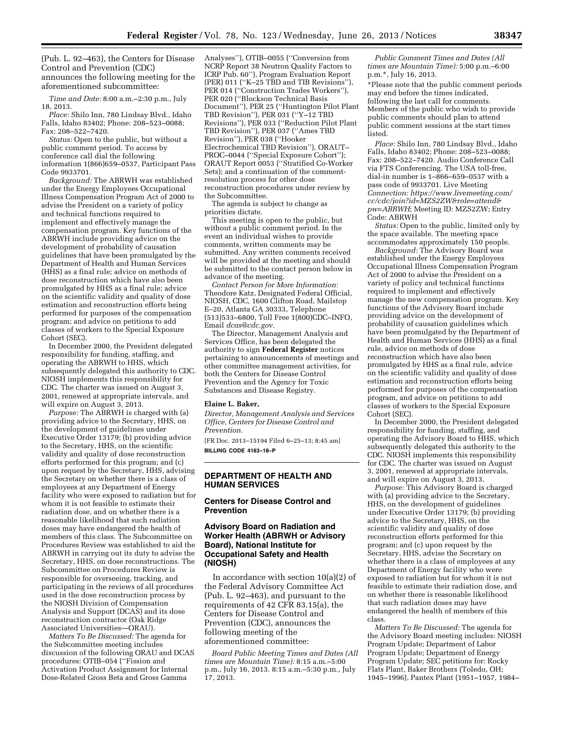(Pub. L. 92–463), the Centers for Disease Control and Prevention (CDC) announces the following meeting for the aforementioned subcommittee:

*Time and Date:* 8:00 a.m.–2:30 p.m., July 18, 2013.

*Place:* Shilo Inn, 780 Lindsay Blvd., Idaho Falls, Idaho 83402; Phone: 208–523–0088; Fax: 208–522–7420.

*Status:* Open to the public, but without a public comment period. To access by conference call dial the following information 1(866)659–0537, Participant Pass Code 9933701.

*Background:* The ABRWH was established under the Energy Employees Occupational Illness Compensation Program Act of 2000 to advise the President on a variety of policy and technical functions required to implement and effectively manage the compensation program. Key functions of the ABRWH include providing advice on the development of probability of causation guidelines that have been promulgated by the Department of Health and Human Services (HHS) as a final rule; advice on methods of dose reconstruction which have also been promulgated by HHS as a final rule; advice on the scientific validity and quality of dose estimation and reconstruction efforts being performed for purposes of the compensation program; and advice on petitions to add classes of workers to the Special Exposure Cohort (SEC).

In December 2000, the President delegated responsibility for funding, staffing, and operating the ABRWH to HHS, which subsequently delegated this authority to CDC. NIOSH implements this responsibility for CDC. The charter was issued on August 3, 2001, renewed at appropriate intervals, and will expire on August 3, 2013.

*Purpose:* The ABRWH is charged with (a) providing advice to the Secretary, HHS, on the development of guidelines under Executive Order 13179; (b) providing advice to the Secretary, HHS, on the scientific validity and quality of dose reconstruction efforts performed for this program; and (c) upon request by the Secretary, HHS, advising the Secretary on whether there is a class of employees at any Department of Energy facility who were exposed to radiation but for whom it is not feasible to estimate their radiation dose, and on whether there is a reasonable likelihood that such radiation doses may have endangered the health of members of this class. The Subcommittee on Procedures Review was established to aid the ABRWH in carrying out its duty to advise the Secretary, HHS, on dose reconstructions. The Subcommittee on Procedures Review is responsible for overseeing, tracking, and participating in the reviews of all procedures used in the dose reconstruction process by the NIOSH Division of Compensation Analysis and Support (DCAS) and its dose reconstruction contractor (Oak Ridge Associated Universities—ORAU).

*Matters To Be Discussed:* The agenda for the Subcommittee meeting includes discussion of the following ORAU and DCAS procedures: OTIB–054 (''Fission and Activation Product Assignment for Internal Dose-Related Gross Beta and Gross Gamma Analyses''), OTIB–0055 (''Conversion from NCRP Report 38 Neutron Quality Factors to ICRP Pub. 60''), Program Evaluation Report (PER) 011 (''K–25 TBD and TIB Revisions''), PER 014 (''Construction Trades Workers''), PER 020 (''Blockson Technical Basis Document''), PER 25 (''Huntington Pilot Plant TBD Revision''), PER 031 (''Y–12 TBD Revisions''), PER 033 (''Reduction Pilot Plant TBD Revision''), PER 037 (''Ames TBD Revision''), PER 038 (''Hooker Electrochemical TBD Revision''), ORAUT–PROC–0044 (''Special Exposure Cohort''); ORAUT Report 0053 (''Stratified Co-Worker Sets); and a continuation of the comment-resolution process for other dose reconstruction procedures under review by the Subcommittee.

The agenda is subject to change as priorities dictate.

This meeting is open to the public, but without a public comment period. In the event an individual wishes to provide comments, written comments may be submitted. Any written comments received will be provided at the meeting and should be submitted to the contact person below in advance of the meeting.

*Contact Person for More Information:* Theodore Katz, Designated Federal Official, NIOSH, CDC, 1600 Clifton Road, Mailstop E–20, Atlanta GA 30333, Telephone (513)533–6800, Toll Free 1(800)CDC–INFO, Email *dcas@cdc.gov*.

The Director, Management Analysis and Services Office, has been delegated the authority to sign **Federal Register** notices pertaining to announcements of meetings and other committee management activities, for both the Centers for Disease Control Prevention and the Agency for Toxic Substances and Disease Registry.

**Elaine L. Baker,**

*Director, Management Analysis and Services Office, Centers for Disease Control and Prevention.*

[FR Doc. 2013–15194 Filed 6–25–13; 8:45 am]

**BILLING CODE 4163–18–P**

---

## DEPARTMENT OF HEALTH AND HUMAN SERVICES

### Centers for Disease Control and Prevention

### Advisory Board on Radiation and Worker Health (ABRWH or Advisory Board), National Institute for Occupational Safety and Health (NIOSH)

In accordance with section 10(a)(2) of the Federal Advisory Committee Act (Pub. L. 92–463), and pursuant to the requirements of 42 CFR 83.15(a), the Centers for Disease Control and Prevention (CDC), announces the following meeting of the aforementioned committee:

*Board Public Meeting Times and Dates (All times are Mountain Time):* 8:15 a.m.–5:00 p.m., July 16, 2013. 8:15 a.m.–5:30 p.m., July 17, 2013.

*Public Comment Times and Dates (All times are Mountain Time):* 5:00 p.m.–6:00 p.m.*, July 16, 2013.

*Please note that the public comment periods may end before the times indicated, following the last call for comments. Members of the public who wish to provide public comments should plan to attend public comment sessions at the start times listed.

*Place:* Shilo Inn, 780 Lindsay Blvd., Idaho Falls, Idaho 83402; Phone: 208–523–0088; Fax: 208–522–7420. Audio Conference Call via FTS Conferencing. The USA toll-free, dial-in number is 1–866–659–0537 with a pass code of 9933701. Live Meeting Connection: *https://www.livemeeting.com/cc/cdc/join?id=MZS2ZW&role=attend&pw=ABRWH*; Meeting ID: MZS2ZW; Entry Code: ABRWH

*Status:* Open to the public, limited only by the space available. The meeting space accommodates approximately 150 people.

*Background:* The Advisory Board was established under the Energy Employees Occupational Illness Compensation Program Act of 2000 to advise the President on a variety of policy and technical functions required to implement and effectively manage the new compensation program. Key functions of the Advisory Board include providing advice on the development of probability of causation guidelines which have been promulgated by the Department of Health and Human Services (HHS) as a final rule, advice on methods of dose reconstruction which have also been promulgated by HHS as a final rule, advice on the scientific validity and quality of dose estimation and reconstruction efforts being performed for purposes of the compensation program, and advice on petitions to add classes of workers to the Special Exposure Cohort (SEC).

In December 2000, the President delegated responsibility for funding, staffing, and operating the Advisory Board to HHS, which subsequently delegated this authority to the CDC. NIOSH implements this responsibility for CDC. The charter was issued on August 3, 2001, renewed at appropriate intervals, and will expire on August 3, 2013.

*Purpose:* This Advisory Board is charged with (a) providing advice to the Secretary, HHS, on the development of guidelines under Executive Order 13179; (b) providing advice to the Secretary, HHS, on the scientific validity and quality of dose reconstruction efforts performed for this program; and (c) upon request by the Secretary, HHS, advise the Secretary on whether there is a class of employees at any Department of Energy facility who were exposed to radiation but for whom it is not feasible to estimate their radiation dose, and on whether there is reasonable likelihood that such radiation doses may have endangered the health of members of this class.

*Matters To Be Discussed:* The agenda for the Advisory Board meeting includes: NIOSH Program Update; Department of Labor Program Update; Department of Energy Program Update; SEC petitions for: Rocky Flats Plant, Baker Brothers (Toledo, OH; 1945–1996), Pantex Plant (1951–1957, 1984–